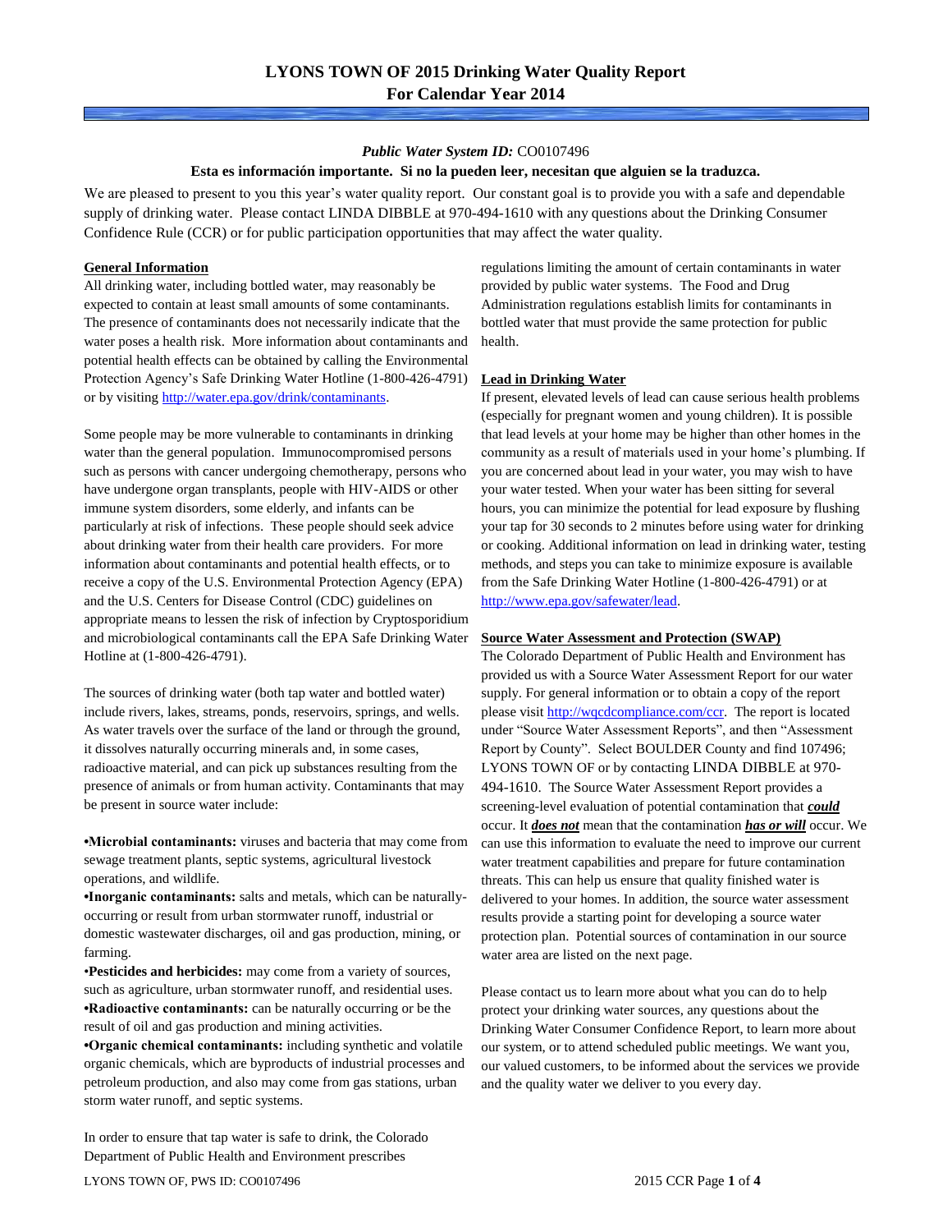# LYONS TOWN OF 2015 Drinking Water Quality Report
## For Calendar Year 2014

***Public Water System ID:*** CO0107496

**Esta es información importante. Si no la pueden leer, necesitan que alguien se la traduzca.**

We are pleased to present to you this year's water quality report. Our constant goal is to provide you with a safe and dependable supply of drinking water. Please contact LINDA DIBBLE at 970-494-1610 with any questions about the Drinking Consumer Confidence Rule (CCR) or for public participation opportunities that may affect the water quality.

### General Information

All drinking water, including bottled water, may reasonably be expected to contain at least small amounts of some contaminants. The presence of contaminants does not necessarily indicate that the water poses a health risk. More information about contaminants and potential health effects can be obtained by calling the Environmental Protection Agency's Safe Drinking Water Hotline (1-800-426-4791) or by visiting http://water.epa.gov/drink/contaminants.

Some people may be more vulnerable to contaminants in drinking water than the general population. Immunocompromised persons such as persons with cancer undergoing chemotherapy, persons who have undergone organ transplants, people with HIV-AIDS or other immune system disorders, some elderly, and infants can be particularly at risk of infections. These people should seek advice about drinking water from their health care providers. For more information about contaminants and potential health effects, or to receive a copy of the U.S. Environmental Protection Agency (EPA) and the U.S. Centers for Disease Control (CDC) guidelines on appropriate means to lessen the risk of infection by Cryptosporidium and microbiological contaminants call the EPA Safe Drinking Water Hotline at (1-800-426-4791).

The sources of drinking water (both tap water and bottled water) include rivers, lakes, streams, ponds, reservoirs, springs, and wells. As water travels over the surface of the land or through the ground, it dissolves naturally occurring minerals and, in some cases, radioactive material, and can pick up substances resulting from the presence of animals or from human activity. Contaminants that may be present in source water include:

- **Microbial contaminants:** viruses and bacteria that may come from sewage treatment plants, septic systems, agricultural livestock operations, and wildlife.
- **Inorganic contaminants:** salts and metals, which can be naturally-occurring or result from urban stormwater runoff, industrial or domestic wastewater discharges, oil and gas production, mining, or farming.
- **Pesticides and herbicides:** may come from a variety of sources, such as agriculture, urban stormwater runoff, and residential uses.
- **Radioactive contaminants:** can be naturally occurring or be the result of oil and gas production and mining activities.
- **Organic chemical contaminants:** including synthetic and volatile organic chemicals, which are byproducts of industrial processes and petroleum production, and also may come from gas stations, urban storm water runoff, and septic systems.

In order to ensure that tap water is safe to drink, the Colorado Department of Public Health and Environment prescribes regulations limiting the amount of certain contaminants in water provided by public water systems. The Food and Drug Administration regulations establish limits for contaminants in bottled water that must provide the same protection for public health.

### Lead in Drinking Water

If present, elevated levels of lead can cause serious health problems (especially for pregnant women and young children). It is possible that lead levels at your home may be higher than other homes in the community as a result of materials used in your home's plumbing. If you are concerned about lead in your water, you may wish to have your water tested. When your water has been sitting for several hours, you can minimize the potential for lead exposure by flushing your tap for 30 seconds to 2 minutes before using water for drinking or cooking. Additional information on lead in drinking water, testing methods, and steps you can take to minimize exposure is available from the Safe Drinking Water Hotline (1-800-426-4791) or at http://www.epa.gov/safewater/lead.

### Source Water Assessment and Protection (SWAP)

The Colorado Department of Public Health and Environment has provided us with a Source Water Assessment Report for our water supply. For general information or to obtain a copy of the report please visit http://wqcdcompliance.com/ccr. The report is located under "Source Water Assessment Reports", and then "Assessment Report by County". Select BOULDER County and find 107496; LYONS TOWN OF or by contacting LINDA DIBBLE at 970-494-1610. The Source Water Assessment Report provides a screening-level evaluation of potential contamination that ***could*** occur. It ***does not*** mean that the contamination ***has or will*** occur. We can use this information to evaluate the need to improve our current water treatment capabilities and prepare for future contamination threats. This can help us ensure that quality finished water is delivered to your homes. In addition, the source water assessment results provide a starting point for developing a source water protection plan. Potential sources of contamination in our source water area are listed on the next page.

Please contact us to learn more about what you can do to help protect your drinking water sources, any questions about the Drinking Water Consumer Confidence Report, to learn more about our system, or to attend scheduled public meetings. We want you, our valued customers, to be informed about the services we provide and the quality water we deliver to you every day.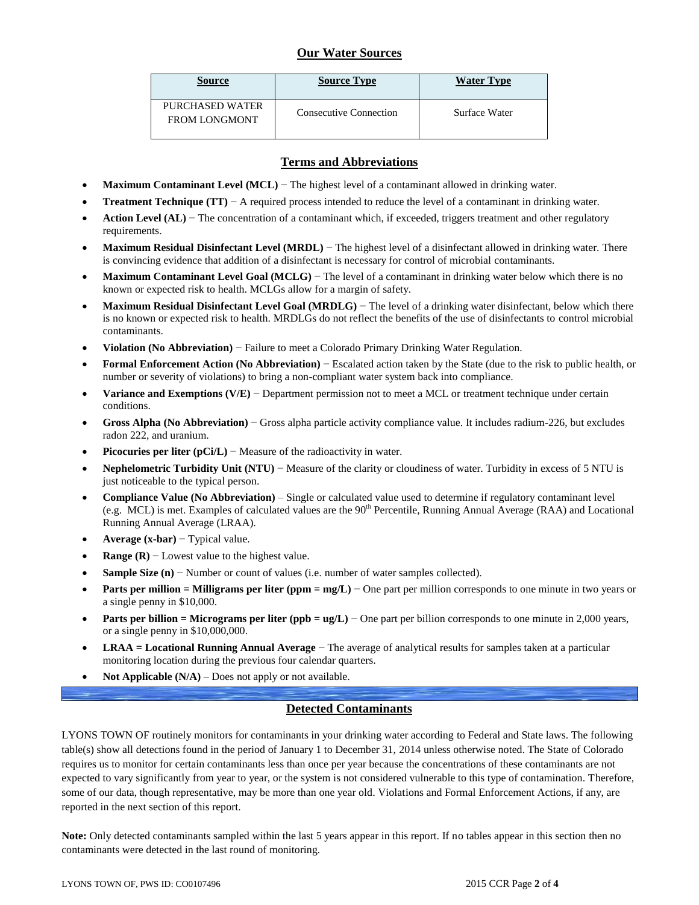## Our Water Sources

| Source | Source Type | Water Type |
|---|---|---|
| PURCHASED WATER FROM LONGMONT | Consecutive Connection | Surface Water |

## Terms and Abbreviations

- **Maximum Contaminant Level (MCL)** − The highest level of a contaminant allowed in drinking water.
- **Treatment Technique (TT)** − A required process intended to reduce the level of a contaminant in drinking water.
- **Action Level (AL)** − The concentration of a contaminant which, if exceeded, triggers treatment and other regulatory requirements.
- **Maximum Residual Disinfectant Level (MRDL)** − The highest level of a disinfectant allowed in drinking water. There is convincing evidence that addition of a disinfectant is necessary for control of microbial contaminants.
- **Maximum Contaminant Level Goal (MCLG)** − The level of a contaminant in drinking water below which there is no known or expected risk to health. MCLGs allow for a margin of safety.
- **Maximum Residual Disinfectant Level Goal (MRDLG)** − The level of a drinking water disinfectant, below which there is no known or expected risk to health. MRDLGs do not reflect the benefits of the use of disinfectants to control microbial contaminants.
- **Violation (No Abbreviation)** − Failure to meet a Colorado Primary Drinking Water Regulation.
- **Formal Enforcement Action (No Abbreviation)** − Escalated action taken by the State (due to the risk to public health, or number or severity of violations) to bring a non-compliant water system back into compliance.
- **Variance and Exemptions (V/E)** − Department permission not to meet a MCL or treatment technique under certain conditions.
- **Gross Alpha (No Abbreviation)** − Gross alpha particle activity compliance value. It includes radium-226, but excludes radon 222, and uranium.
- **Picocuries per liter (pCi/L)** − Measure of the radioactivity in water.
- **Nephelometric Turbidity Unit (NTU)** − Measure of the clarity or cloudiness of water. Turbidity in excess of 5 NTU is just noticeable to the typical person.
- **Compliance Value (No Abbreviation)** – Single or calculated value used to determine if regulatory contaminant level (e.g. MCL) is met. Examples of calculated values are the 90th Percentile, Running Annual Average (RAA) and Locational Running Annual Average (LRAA).
- **Average (x-bar)** − Typical value.
- **Range (R)** − Lowest value to the highest value.
- **Sample Size (n)** − Number or count of values (i.e. number of water samples collected).
- **Parts per million = Milligrams per liter (ppm = mg/L)** − One part per million corresponds to one minute in two years or a single penny in $10,000.
- **Parts per billion = Micrograms per liter (ppb = ug/L)** − One part per billion corresponds to one minute in 2,000 years, or a single penny in $10,000,000.
- **LRAA = Locational Running Annual Average** − The average of analytical results for samples taken at a particular monitoring location during the previous four calendar quarters.
- **Not Applicable (N/A)** – Does not apply or not available.

## Detected Contaminants

LYONS TOWN OF routinely monitors for contaminants in your drinking water according to Federal and State laws. The following table(s) show all detections found in the period of January 1 to December 31, 2014 unless otherwise noted. The State of Colorado requires us to monitor for certain contaminants less than once per year because the concentrations of these contaminants are not expected to vary significantly from year to year, or the system is not considered vulnerable to this type of contamination. Therefore, some of our data, though representative, may be more than one year old. Violations and Formal Enforcement Actions, if any, are reported in the next section of this report.

**Note:** Only detected contaminants sampled within the last 5 years appear in this report. If no tables appear in this section then no contaminants were detected in the last round of monitoring.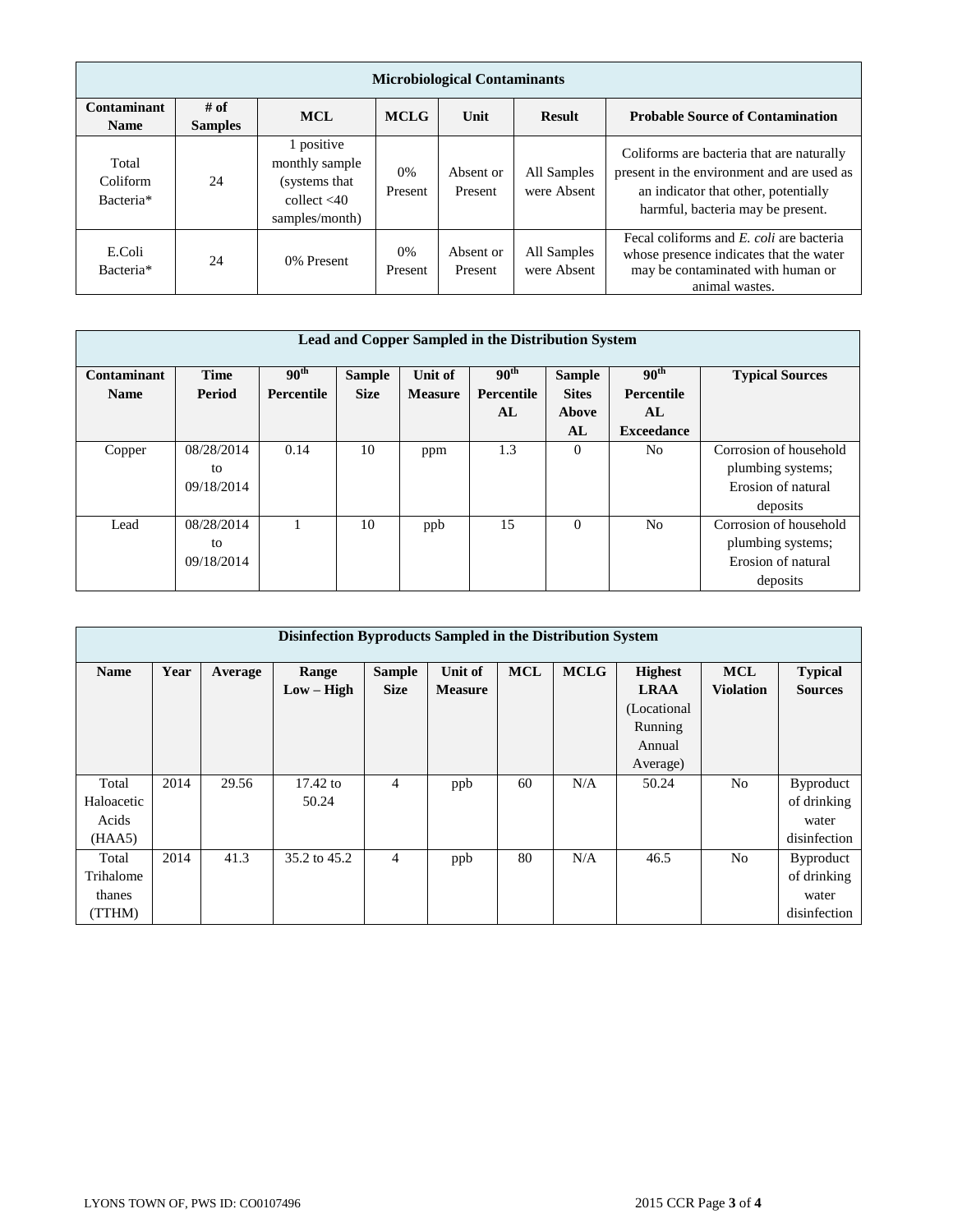| Microbiological Contaminants | | | | | | |
|---|---|---|---|---|---|---|
| **Contaminant Name** | **# of Samples** | **MCL** | **MCLG** | **Unit** | **Result** | **Probable Source of Contamination** |
| Total Coliform Bacteria* | 24 | 1 positive monthly sample (systems that collect <40 samples/month) | 0% Present | Absent or Present | All Samples were Absent | Coliforms are bacteria that are naturally present in the environment and are used as an indicator that other, potentially harmful, bacteria may be present. |
| E.Coli Bacteria* | 24 | 0% Present | 0% Present | Absent or Present | All Samples were Absent | Fecal coliforms and *E. coli* are bacteria whose presence indicates that the water may be contaminated with human or animal wastes. |

| Lead and Copper Sampled in the Distribution System | | | | | | | | |
|---|---|---|---|---|---|---|---|---|
| **Contaminant Name** | **Time Period** | **90th Percentile** | **Sample Size** | **Unit of Measure** | **90th Percentile AL** | **Sample Sites Above AL** | **90th Percentile AL Exceedance** | **Typical Sources** |
| Copper | 08/28/2014 to 09/18/2014 | 0.14 | 10 | ppm | 1.3 | 0 | No | Corrosion of household plumbing systems; Erosion of natural deposits |
| Lead | 08/28/2014 to 09/18/2014 | 1 | 10 | ppb | 15 | 0 | No | Corrosion of household plumbing systems; Erosion of natural deposits |

| Disinfection Byproducts Sampled in the Distribution System | | | | | | | | | | |
|---|---|---|---|---|---|---|---|---|---|---|
| **Name** | **Year** | **Average** | **Range Low – High** | **Sample Size** | **Unit of Measure** | **MCL** | **MCLG** | **Highest LRAA** (Locational Running Annual Average) | **MCL Violation** | **Typical Sources** |
| Total Haloacetic Acids (HAA5) | 2014 | 29.56 | 17.42 to 50.24 | 4 | ppb | 60 | N/A | 50.24 | No | Byproduct of drinking water disinfection |
| Total Trihalomethanes (TTHM) | 2014 | 41.3 | 35.2 to 45.2 | 4 | ppb | 80 | N/A | 46.5 | No | Byproduct of drinking water disinfection |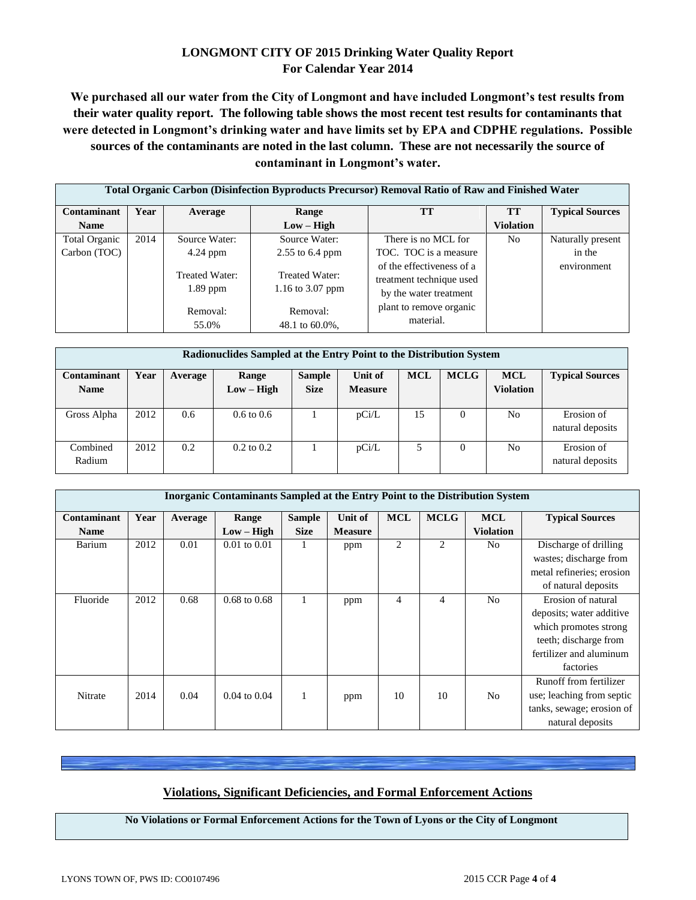# LONGMONT CITY OF 2015 Drinking Water Quality Report
## For Calendar Year 2014

**We purchased all our water from the City of Longmont and have included Longmont's test results from their water quality report. The following table shows the most recent test results for contaminants that were detected in Longmont's drinking water and have limits set by EPA and CDPHE regulations. Possible sources of the contaminants are noted in the last column. These are not necessarily the source of contaminant in Longmont's water.**

| Total Organic Carbon (Disinfection Byproducts Precursor) Removal Ratio of Raw and Finished Water | | | | | | |
|---|---|---|---|---|---|---|
| **Contaminant Name** | **Year** | **Average** | **Range Low – High** | **TT** | **TT Violation** | **Typical Sources** |
| Total Organic Carbon (TOC) | 2014 | Source Water: 4.24 ppm<br>Treated Water: 1.89 ppm<br>Removal: 55.0% | Source Water: 2.55 to 6.4 ppm<br>Treated Water: 1.16 to 3.07 ppm<br>Removal: 48.1 to 60.0%, | There is no MCL for TOC. TOC is a measure of the effectiveness of a treatment technique used by the water treatment plant to remove organic material. | No | Naturally present in the environment |

| Radionuclides Sampled at the Entry Point to the Distribution System | | | | | | | | | |
|---|---|---|---|---|---|---|---|---|---|
| **Contaminant Name** | **Year** | **Average** | **Range Low – High** | **Sample Size** | **Unit of Measure** | **MCL** | **MCLG** | **MCL Violation** | **Typical Sources** |
| Gross Alpha | 2012 | 0.6 | 0.6 to 0.6 | 1 | pCi/L | 15 | 0 | No | Erosion of natural deposits |
| Combined Radium | 2012 | 0.2 | 0.2 to 0.2 | 1 | pCi/L | 5 | 0 | No | Erosion of natural deposits |

| Inorganic Contaminants Sampled at the Entry Point to the Distribution System | | | | | | | | | |
|---|---|---|---|---|---|---|---|---|---|
| **Contaminant Name** | **Year** | **Average** | **Range Low – High** | **Sample Size** | **Unit of Measure** | **MCL** | **MCLG** | **MCL Violation** | **Typical Sources** |
| Barium | 2012 | 0.01 | 0.01 to 0.01 | 1 | ppm | 2 | 2 | No | Discharge of drilling wastes; discharge from metal refineries; erosion of natural deposits |
| Fluoride | 2012 | 0.68 | 0.68 to 0.68 | 1 | ppm | 4 | 4 | No | Erosion of natural deposits; water additive which promotes strong teeth; discharge from fertilizer and aluminum factories |
| Nitrate | 2014 | 0.04 | 0.04 to 0.04 | 1 | ppm | 10 | 10 | No | Runoff from fertilizer use; leaching from septic tanks, sewage; erosion of natural deposits |

## Violations, Significant Deficiencies, and Formal Enforcement Actions

**No Violations or Formal Enforcement Actions for the Town of Lyons or the City of Longmont**